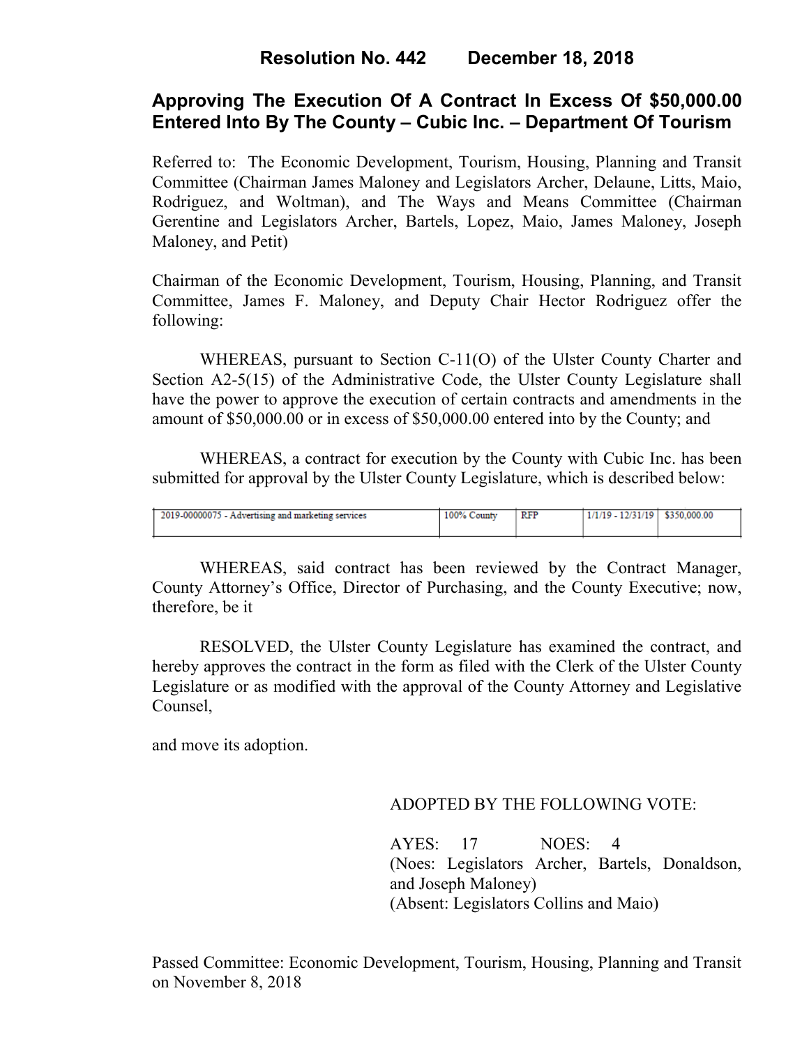# Resolution No. 442 December 18, 2018

## Approving The Execution Of A Contract In Excess Of $50,000.00 Entered Into By The County – Cubic Inc. – Department Of Tourism

Referred to: The Economic Development, Tourism, Housing, Planning and Transit Committee (Chairman James Maloney and Legislators Archer, Delaune, Litts, Maio, Rodriguez, and Woltman), and The Ways and Means Committee (Chairman Gerentine and Legislators Archer, Bartels, Lopez, Maio, James Maloney, Joseph Maloney, and Petit)

Chairman of the Economic Development, Tourism, Housing, Planning, and Transit Committee, James F. Maloney, and Deputy Chair Hector Rodriguez offer the following:

WHEREAS, pursuant to Section C-11(O) of the Ulster County Charter and Section A2-5(15) of the Administrative Code, the Ulster County Legislature shall have the power to approve the execution of certain contracts and amendments in the amount of $50,000.00 or in excess of $50,000.00 entered into by the County; and

WHEREAS, a contract for execution by the County with Cubic Inc. has been submitted for approval by the Ulster County Legislature, which is described below:

| | | | | |
|---|---|---|---|---|
| 2019-00000075 - Advertising and marketing services | 100% County | RFP | 1/1/19 - 12/31/19 | $350,000.00 |

WHEREAS, said contract has been reviewed by the Contract Manager, County Attorney's Office, Director of Purchasing, and the County Executive; now, therefore, be it

RESOLVED, the Ulster County Legislature has examined the contract, and hereby approves the contract in the form as filed with the Clerk of the Ulster County Legislature or as modified with the approval of the County Attorney and Legislative Counsel,

and move its adoption.

ADOPTED BY THE FOLLOWING VOTE:

AYES: 17 NOES: 4
(Noes: Legislators Archer, Bartels, Donaldson, and Joseph Maloney)
(Absent: Legislators Collins and Maio)

Passed Committee: Economic Development, Tourism, Housing, Planning and Transit on November 8, 2018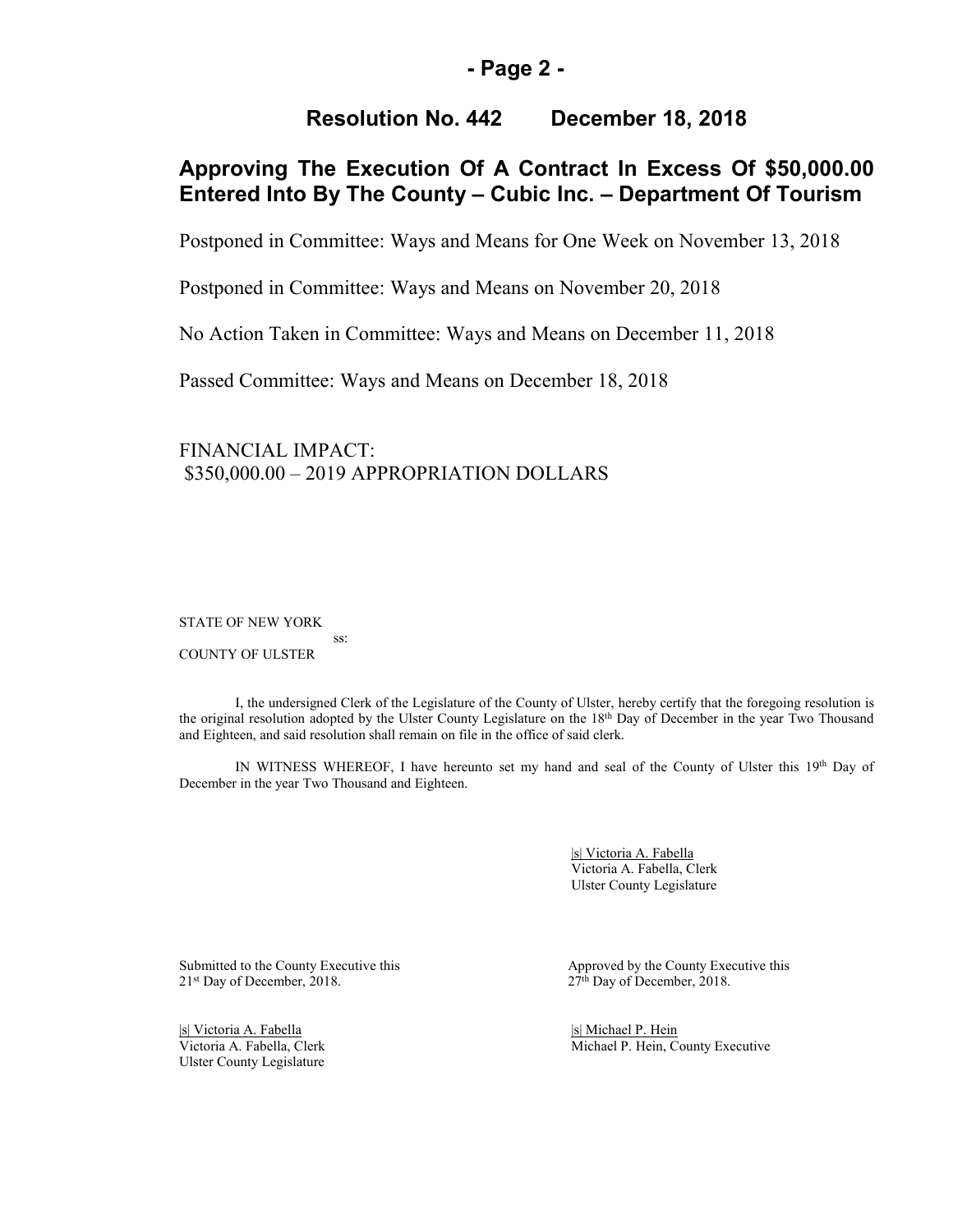## Resolution No. 442 December 18, 2018

## Approving The Execution Of A Contract In Excess Of $50,000.00 Entered Into By The County – Cubic Inc. – Department Of Tourism

Postponed in Committee: Ways and Means for One Week on November 13, 2018

Postponed in Committee: Ways and Means on November 20, 2018

No Action Taken in Committee: Ways and Means on December 11, 2018

Passed Committee: Ways and Means on December 18, 2018

FINANCIAL IMPACT:
$350,000.00 – 2019 APPROPRIATION DOLLARS

STATE OF NEW YORK
ss:
COUNTY OF ULSTER

I, the undersigned Clerk of the Legislature of the County of Ulster, hereby certify that the foregoing resolution is the original resolution adopted by the Ulster County Legislature on the 18th Day of December in the year Two Thousand and Eighteen, and said resolution shall remain on file in the office of said clerk.

IN WITNESS WHEREOF, I have hereunto set my hand and seal of the County of Ulster this 19th Day of December in the year Two Thousand and Eighteen.

|s| Victoria A. Fabella
Victoria A. Fabella, Clerk
Ulster County Legislature

Submitted to the County Executive this
21st Day of December, 2018.

|s| Victoria A. Fabella
Victoria A. Fabella, Clerk
Ulster County Legislature

Approved by the County Executive this
27th Day of December, 2018.

|s| Michael P. Hein
Michael P. Hein, County Executive